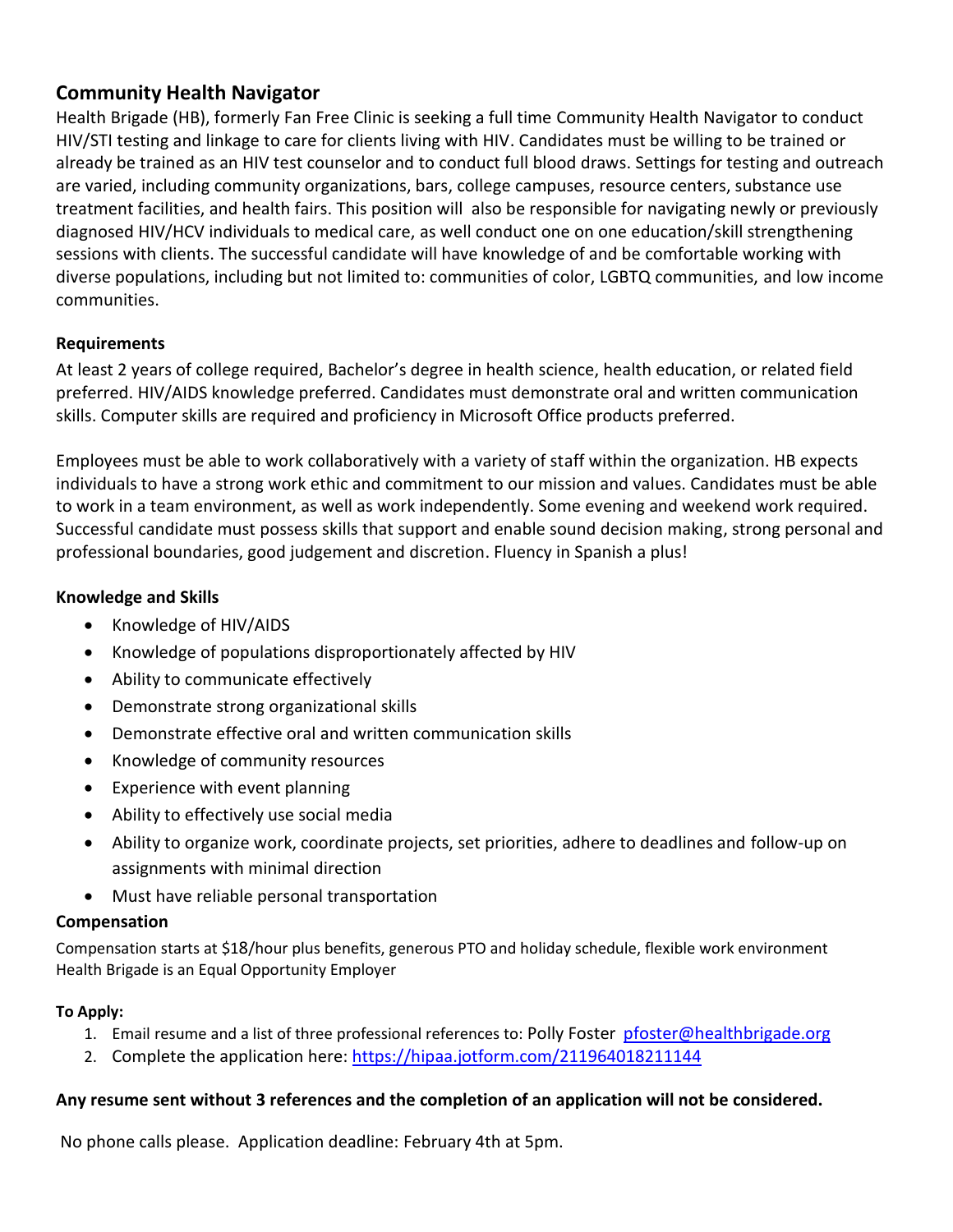## Community Health Navigator

Health Brigade (HB), formerly Fan Free Clinic is seeking a full time Community Health Navigator to conduct HIV/STI testing and linkage to care for clients living with HIV. Candidates must be willing to be trained or already be trained as an HIV test counselor and to conduct full blood draws. Settings for testing and outreach are varied, including community organizations, bars, college campuses, resource centers, substance use treatment facilities, and health fairs. This position will also be responsible for navigating newly or previously diagnosed HIV/HCV individuals to medical care, as well conduct one on one education/skill strengthening sessions with clients. The successful candidate will have knowledge of and be comfortable working with diverse populations, including but not limited to: communities of color, LGBTQ communities, and low income communities.

### Requirements

At least 2 years of college required, Bachelor's degree in health science, health education, or related field preferred. HIV/AIDS knowledge preferred. Candidates must demonstrate oral and written communication skills. Computer skills are required and proficiency in Microsoft Office products preferred.

Employees must be able to work collaboratively with a variety of staff within the organization. HB expects individuals to have a strong work ethic and commitment to our mission and values. Candidates must be able to work in a team environment, as well as work independently. Some evening and weekend work required. Successful candidate must possess skills that support and enable sound decision making, strong personal and professional boundaries, good judgement and discretion. Fluency in Spanish a plus!

### Knowledge and Skills

- Knowledge of HIV/AIDS
- Knowledge of populations disproportionately affected by HIV
- Ability to communicate effectively
- Demonstrate strong organizational skills
- Demonstrate effective oral and written communication skills
- Knowledge of community resources
- Experience with event planning
- Ability to effectively use social media
- Ability to organize work, coordinate projects, set priorities, adhere to deadlines and follow-up on assignments with minimal direction
- Must have reliable personal transportation

### Compensation

Compensation starts at $18/hour plus benefits, generous PTO and holiday schedule, flexible work environment
Health Brigade is an Equal Opportunity Employer

**To Apply:**

1. Email resume and a list of three professional references to: Polly Foster pfoster@healthbrigade.org
2. Complete the application here: https://hipaa.jotform.com/211964018211144

**Any resume sent without 3 references and the completion of an application will not be considered.**

No phone calls please. Application deadline: February 4th at 5pm.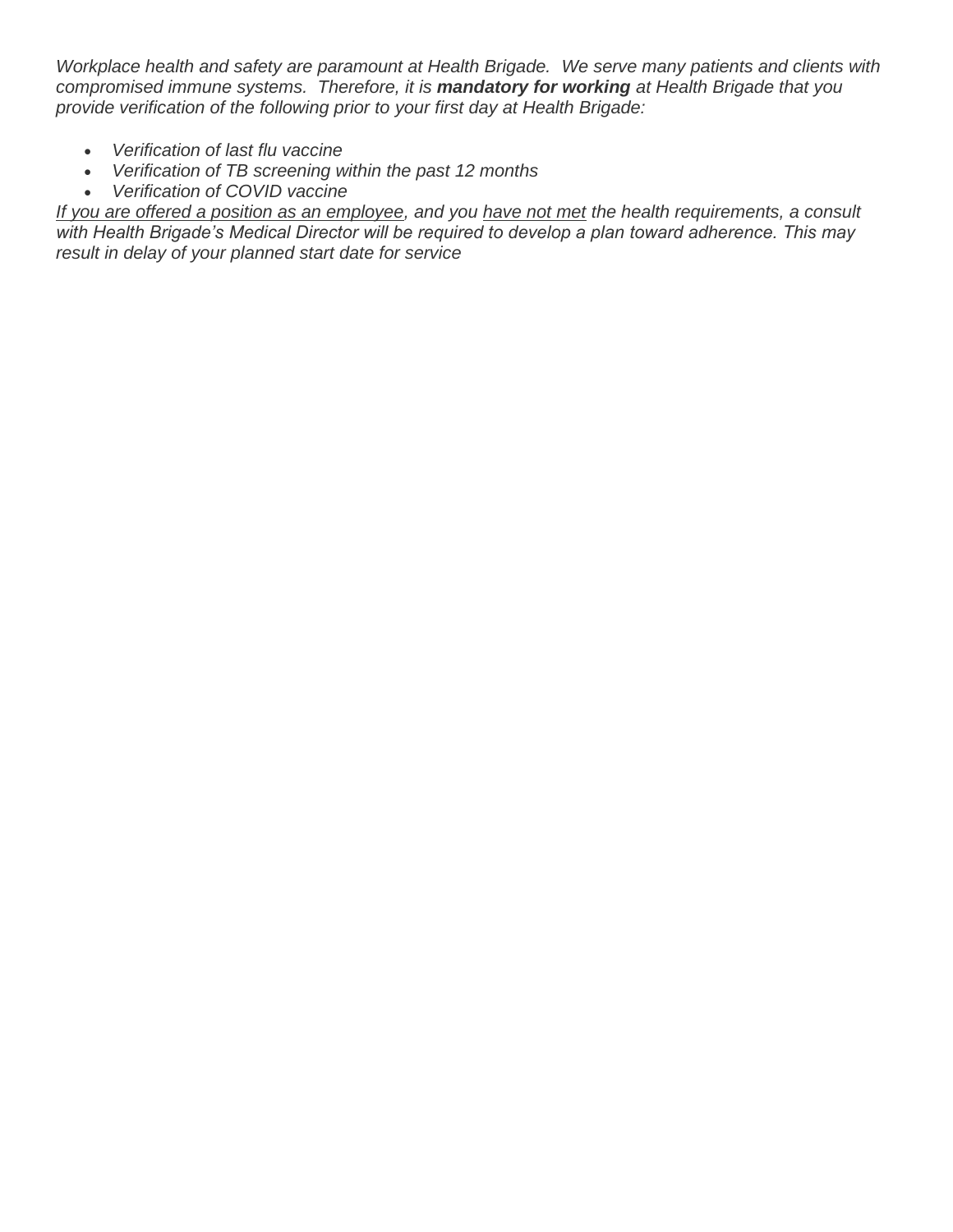*Workplace health and safety are paramount at Health Brigade. We serve many patients and clients with compromised immune systems. Therefore, it is **mandatory for working** at Health Brigade that you provide verification of the following prior to your first day at Health Brigade:*

- *Verification of last flu vaccine*
- *Verification of TB screening within the past 12 months*
- *Verification of COVID vaccine*

*If you are offered a position as an employee, and you have not met the health requirements, a consult with Health Brigade's Medical Director will be required to develop a plan toward adherence. This may result in delay of your planned start date for service*